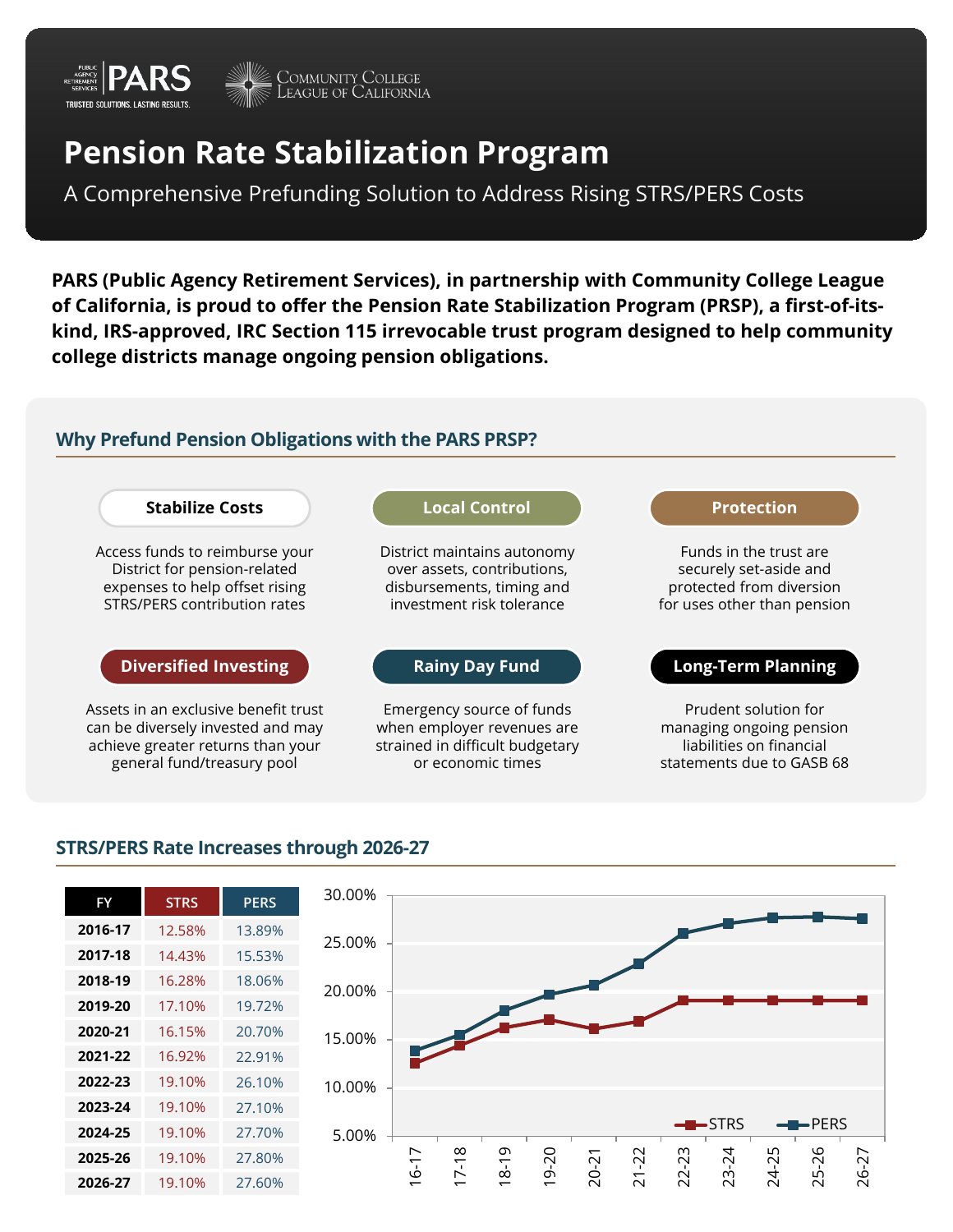# Pension Rate Stabilization Program

A Comprehensive Prefunding Solution to Address Rising STRS/PERS Costs

**PARS (Public Agency Retirement Services), in partnership with Community College League of California, is proud to offer the Pension Rate Stabilization Program (PRSP), a first-of-its-kind, IRS-approved, IRC Section 115 irrevocable trust program designed to help community college districts manage ongoing pension obligations.**

## Why Prefund Pension Obligations with the PARS PRSP?

**Stabilize Costs**

Access funds to reimburse your District for pension-related expenses to help offset rising STRS/PERS contribution rates

**Local Control**

District maintains autonomy over assets, contributions, disbursements, timing and investment risk tolerance

**Protection**

Funds in the trust are securely set-aside and protected from diversion for uses other than pension

**Diversified Investing**

Assets in an exclusive benefit trust can be diversely invested and may achieve greater returns than your general fund/treasury pool

**Rainy Day Fund**

Emergency source of funds when employer revenues are strained in difficult budgetary or economic times

**Long-Term Planning**

Prudent solution for managing ongoing pension liabilities on financial statements due to GASB 68

## STRS/PERS Rate Increases through 2026-27

| FY | STRS | PERS |
|---|---|---|
| 2016-17 | 12.58% | 13.89% |
| 2017-18 | 14.43% | 15.53% |
| 2018-19 | 16.28% | 18.06% |
| 2019-20 | 17.10% | 19.72% |
| 2020-21 | 16.15% | 20.70% |
| 2021-22 | 16.92% | 22.91% |
| 2022-23 | 19.10% | 26.10% |
| 2023-24 | 19.10% | 27.10% |
| 2024-25 | 19.10% | 27.70% |
| 2025-26 | 19.10% | 27.80% |
| 2026-27 | 19.10% | 27.60% |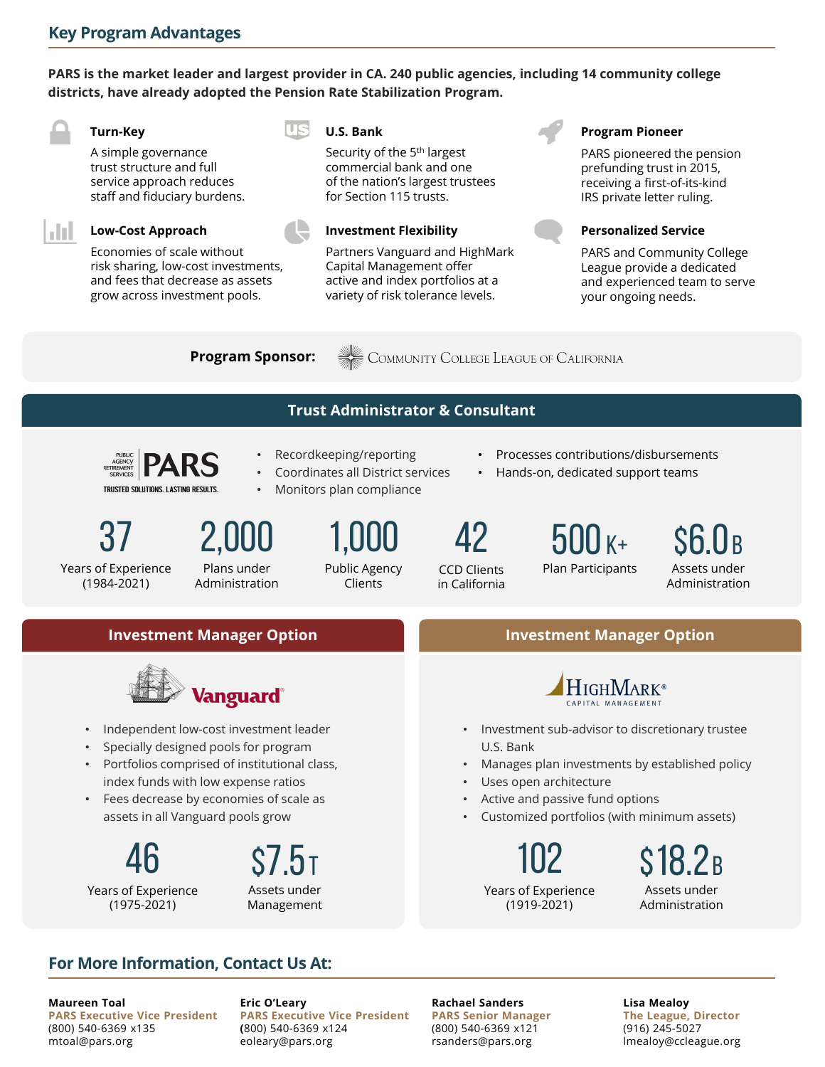## Key Program Advantages

**PARS is the market leader and largest provider in CA. 240 public agencies, including 14 community college districts, have already adopted the Pension Rate Stabilization Program.**

### Turn-Key

A simple governance trust structure and full service approach reduces staff and fiduciary burdens.

### U.S. Bank

Security of the 5th largest commercial bank and one of the nation's largest trustees for Section 115 trusts.

### Program Pioneer

PARS pioneered the pension prefunding trust in 2015, receiving a first-of-its-kind IRS private letter ruling.

### Low-Cost Approach

Economies of scale without risk sharing, low-cost investments, and fees that decrease as assets grow across investment pools.

### Investment Flexibility

Partners Vanguard and HighMark Capital Management offer active and index portfolios at a variety of risk tolerance levels.

### Personalized Service

PARS and Community College League provide a dedicated and experienced team to serve your ongoing needs.

**Program Sponsor:** Community College League of California

## Trust Administrator & Consultant

PARS — Public Agency Retirement Services — TRUSTED SOLUTIONS. LASTING RESULTS.

- Recordkeeping/reporting
- Coordinates all District services
- Monitors plan compliance
- Processes contributions/disbursements
- Hands-on, dedicated support teams

**37** Years of Experience (1984-2021)

**2,000** Plans under Administration

**1,000** Public Agency Clients

**42** CCD Clients in California

**500K+** Plan Participants

**$6.0B** Assets under Administration

## Investment Manager Option

Vanguard

- Independent low-cost investment leader
- Specially designed pools for program
- Portfolios comprised of institutional class, index funds with low expense ratios
- Fees decrease by economies of scale as assets in all Vanguard pools grow

**46** Years of Experience (1975-2021)

**$7.5T** Assets under Management

## Investment Manager Option

HighMark Capital Management

- Investment sub-advisor to discretionary trustee U.S. Bank
- Manages plan investments by established policy
- Uses open architecture
- Active and passive fund options
- Customized portfolios (with minimum assets)

**102** Years of Experience (1919-2021)

**$18.2B** Assets under Administration

## For More Information, Contact Us At:

**Maureen Toal**
**PARS Executive Vice President**
(800) 540-6369 x135
mtoal@pars.org

**Eric O'Leary**
**PARS Executive Vice President**
(800) 540-6369 x124
eoleary@pars.org

**Rachael Sanders**
**PARS Senior Manager**
(800) 540-6369 x121
rsanders@pars.org

**Lisa Mealoy**
**The League, Director**
(916) 245-5027
lmealoy@ccleague.org